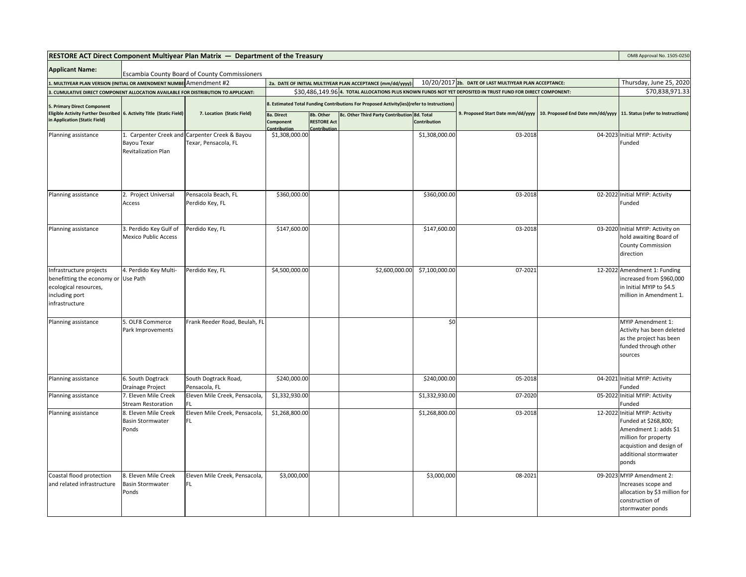**RESTORE ACT Direct Component Multiyear Plan Matrix — Department of the Treasury** OMB Approval No. 1505-0250

**Applicant Name:** Escambia County Board of County Commissioners

**1. MULTIYEAR PLAN VERSION (INITIAL OR AMENDMENT NUMBER):** Amendment #2

**2a. DATE OF INITIAL MULTIYEAR PLAN ACCEPTANCE (mm/dd/yyyy):** 10/20/2017

**2b. DATE OF LAST MULTIYEAR PLAN ACCEPTANCE:** Thursday, June 25, 2020

**3. CUMULATIVE DIRECT COMPONENT ALLOCATION AVAILABLE FOR DISTRIBUTION TO APPLICANT:** $30,486,149.96

**4. TOTAL ALLOCATIONS PLUS KNOWN FUNDS NOT YET DEPOSITED IN TRUST FUND FOR DIRECT COMPONENT:** $70,838,971.33

| 5. Primary Direct Component Eligible Activity Further Described in Application (Static Field) | 6. Activity Title (Static Field) | 7. Location (Static Field) | 8. Estimated Total Funding Contributions For Proposed Activity(ies)(refer to Instructions) | | | | 9. Proposed Start Date mm/dd/yyyy | 10. Proposed End Date mm/dd/yyyy | 11. Status (refer to Instructions) |
|---|---|---|---|---|---|---|---|---|---|
| | | | 8a. Direct Component Contribution | 8b. Other RESTORE Act Contribution | 8c. Other Third Party Contribution | 8d. Total Contribution | | | |
| Planning assistance | 1. Carpenter Creek and Bayou Texar Revitalization Plan | Carpenter Creek & Bayou Texar, Pensacola, FL | $1,308,000.00 | | | $1,308,000.00 | 03-2018 | 04-2023 | Initial MYIP: Activity Funded |
| Planning assistance | 2. Project Universal Access | Pensacola Beach, FL Perdido Key, FL | $360,000.00 | | | $360,000.00 | 03-2018 | 02-2022 | Initial MYIP: Activity Funded |
| Planning assistance | 3. Perdido Key Gulf of Mexico Public Access | Perdido Key, FL | $147,600.00 | | | $147,600.00 | 03-2018 | 03-2020 | Initial MYIP: Activity on hold awaiting Board of County Commission direction |
| Infrastructure projects benefitting the economy or ecological resources, including port infrastructure | 4. Perdido Key Multi-Use Path | Perdido Key, FL | $4,500,000.00 | | $2,600,000.00 | $7,100,000.00 | 07-2021 | 12-2022 | Amendment 1: Funding increased from $960,000 in Initial MYIP to $4.5 million in Amendment 1. |
| Planning assistance | 5. OLF8 Commerce Park Improvements | Frank Reeder Road, Beulah, FL | | | | $0 | | | MYIP Amendment 1: Activity has been deleted as the project has been funded through other sources |
| Planning assistance | 6. South Dogtrack Drainage Project | South Dogtrack Road, Pensacola, FL | $240,000.00 | | | $240,000.00 | 05-2018 | 04-2021 | Initial MYIP: Activity Funded |
| Planning assistance | 7. Eleven Mile Creek Stream Restoration | Eleven Mile Creek, Pensacola, FL | $1,332,930.00 | | | $1,332,930.00 | 07-2020 | 05-2022 | Initial MYIP: Activity Funded |
| Planning assistance | 8. Eleven Mile Creek Basin Stormwater Ponds | Eleven Mile Creek, Pensacola, FL | $1,268,800.00 | | | $1,268,800.00 | 03-2018 | 12-2022 | Initial MYIP: Activity Funded at $268,800; Amendment 1: adds $1 million for property acquistion and design of additional stormwater ponds |
| Coastal flood protection and related infrastructure | 8. Eleven Mile Creek Basin Stormwater Ponds | Eleven Mile Creek, Pensacola, FL | $3,000,000 | | | $3,000,000 | 08-2021 | 09-2023 | MYIP Amendment 2: Increases scope and allocation by $3 million for construction of stormwater ponds |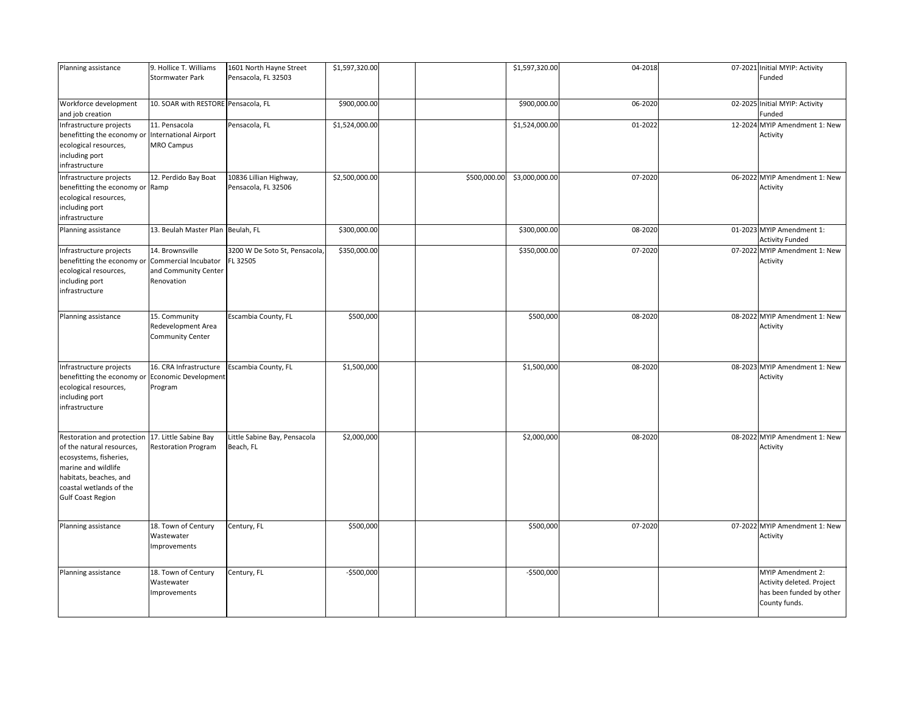| | | | | | | | | | |
|---|---|---|---|---|---|---|---|---|---|
| Planning assistance | 9. Hollice T. Williams Stormwater Park | 1601 North Hayne Street Pensacola, FL 32503 | $1,597,320.00 | | | $1,597,320.00 | 04-2018 | 07-2021 | Initial MYIP: Activity Funded |
| Workforce development and job creation | 10. SOAR with RESTORE | Pensacola, FL | $900,000.00 | | | $900,000.00 | 06-2020 | 02-2025 | Initial MYIP: Activity Funded |
| Infrastructure projects benefitting the economy or ecological resources, including port infrastructure | 11. Pensacola International Airport MRO Campus | Pensacola, FL | $1,524,000.00 | | | $1,524,000.00 | 01-2022 | 12-2024 | MYIP Amendment 1: New Activity |
| Infrastructure projects benefitting the economy or ecological resources, including port infrastructure | 12. Perdido Bay Boat Ramp | 10836 Lillian Highway, Pensacola, FL 32506 | $2,500,000.00 | | $500,000.00 | $3,000,000.00 | 07-2020 | 06-2022 | MYIP Amendment 1: New Activity |
| Planning assistance | 13. Beulah Master Plan | Beulah, FL | $300,000.00 | | | $300,000.00 | 08-2020 | 01-2023 | MYIP Amendment 1: Activity Funded |
| Infrastructure projects benefitting the economy or ecological resources, including port infrastructure | 14. Brownsville Commercial Incubator and Community Center Renovation | 3200 W De Soto St, Pensacola, FL 32505 | $350,000.00 | | | $350,000.00 | 07-2020 | 07-2022 | MYIP Amendment 1: New Activity |
| Planning assistance | 15. Community Redevelopment Area Community Center | Escambia County, FL | $500,000 | | | $500,000 | 08-2020 | 08-2022 | MYIP Amendment 1: New Activity |
| Infrastructure projects benefitting the economy or ecological resources, including port infrastructure | 16. CRA Infrastructure Economic Development Program | Escambia County, FL | $1,500,000 | | | $1,500,000 | 08-2020 | 08-2023 | MYIP Amendment 1: New Activity |
| Restoration and protection of the natural resources, ecosystems, fisheries, marine and wildlife habitats, beaches, and coastal wetlands of the Gulf Coast Region | 17. Little Sabine Bay Restoration Program | Little Sabine Bay, Pensacola Beach, FL | $2,000,000 | | | $2,000,000 | 08-2020 | 08-2022 | MYIP Amendment 1: New Activity |
| Planning assistance | 18. Town of Century Wastewater Improvements | Century, FL | $500,000 | | | $500,000 | 07-2020 | 07-2022 | MYIP Amendment 1: New Activity |
| Planning assistance | 18. Town of Century Wastewater Improvements | Century, FL | -$500,000 | | | -$500,000 | | | MYIP Amendment 2: Activity deleted. Project has been funded by other County funds. |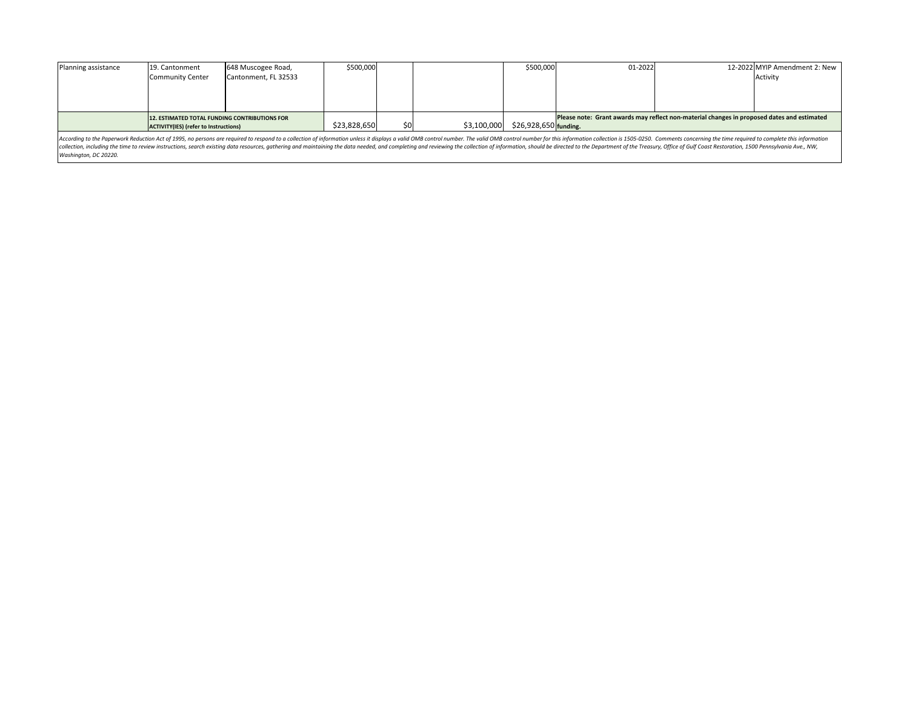| | | | | | | | | | |
|---|---|---|---|---|---|---|---|---|---|
| Planning assistance | 19. Cantonment Community Center | 648 Muscogee Road, Cantonment, FL 32533 | $500,000 | | | $500,000 | 01-2022 | 12-2022 | MYIP Amendment 2: New Activity |
| | **12. ESTIMATED TOTAL FUNDING CONTRIBUTIONS FOR ACTIVITY(IES) (refer to Instructions)** | | $23,828,650 | $0 | $3,100,000 | $26,928,650 | **Please note: Grant awards may reflect non-material changes in proposed dates and estimated funding.** | | |

*According to the Paperwork Reduction Act of 1995, no persons are required to respond to a collection of information unless it displays a valid OMB control number. The valid OMB control number for this information collection is 1505-0250. Comments concerning the time required to complete this information collection, including the time to review instructions, search existing data resources, gathering and maintaining the data needed, and completing and reviewing the collection of information, should be directed to the Department of the Treasury, Office of Gulf Coast Restoration, 1500 Pennsylvania Ave., NW, Washington, DC 20220.*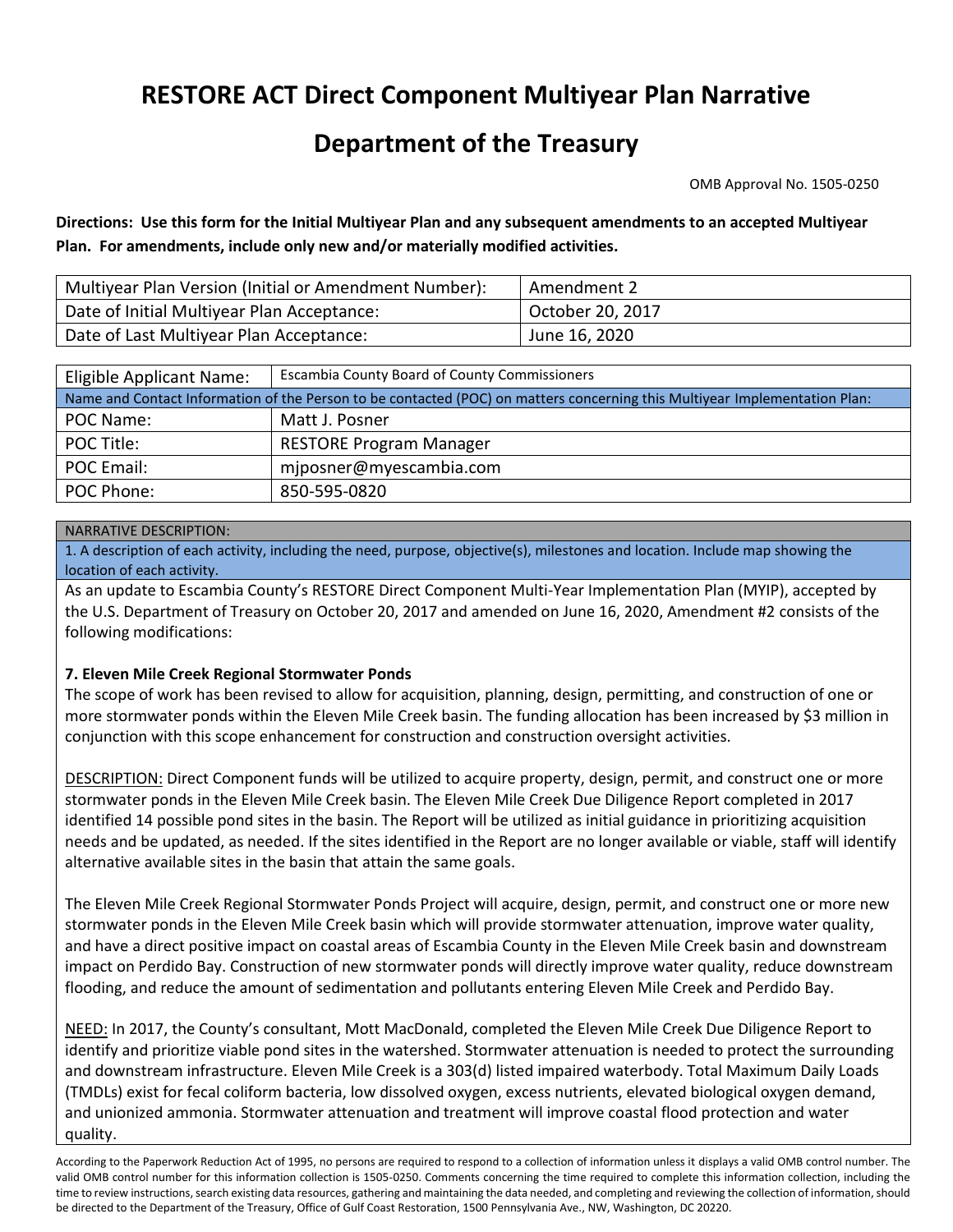# RESTORE ACT Direct Component Multiyear Plan Narrative

# Department of the Treasury

OMB Approval No. 1505-0250

**Directions: Use this form for the Initial Multiyear Plan and any subsequent amendments to an accepted Multiyear Plan. For amendments, include only new and/or materially modified activities.**

| Multiyear Plan Version (Initial or Amendment Number): | Amendment 2 |
|---|---|
| Date of Initial Multiyear Plan Acceptance: | October 20, 2017 |
| Date of Last Multiyear Plan Acceptance: | June 16, 2020 |

| Eligible Applicant Name: | Escambia County Board of County Commissioners |
|---|---|
| Name and Contact Information of the Person to be contacted (POC) on matters concerning this Multiyear Implementation Plan: | |
| POC Name: | Matt J. Posner |
| POC Title: | RESTORE Program Manager |
| POC Email: | mjposner@myescambia.com |
| POC Phone: | 850-595-0820 |

NARRATIVE DESCRIPTION:

1. A description of each activity, including the need, purpose, objective(s), milestones and location. Include map showing the location of each activity.

As an update to Escambia County's RESTORE Direct Component Multi-Year Implementation Plan (MYIP), accepted by the U.S. Department of Treasury on October 20, 2017 and amended on June 16, 2020, Amendment #2 consists of the following modifications:

**7. Eleven Mile Creek Regional Stormwater Ponds**

The scope of work has been revised to allow for acquisition, planning, design, permitting, and construction of one or more stormwater ponds within the Eleven Mile Creek basin. The funding allocation has been increased by $3 million in conjunction with this scope enhancement for construction and construction oversight activities.

<u>DESCRIPTION:</u> Direct Component funds will be utilized to acquire property, design, permit, and construct one or more stormwater ponds in the Eleven Mile Creek basin. The Eleven Mile Creek Due Diligence Report completed in 2017 identified 14 possible pond sites in the basin. The Report will be utilized as initial guidance in prioritizing acquisition needs and be updated, as needed. If the sites identified in the Report are no longer available or viable, staff will identify alternative available sites in the basin that attain the same goals.

The Eleven Mile Creek Regional Stormwater Ponds Project will acquire, design, permit, and construct one or more new stormwater ponds in the Eleven Mile Creek basin which will provide stormwater attenuation, improve water quality, and have a direct positive impact on coastal areas of Escambia County in the Eleven Mile Creek basin and downstream impact on Perdido Bay. Construction of new stormwater ponds will directly improve water quality, reduce downstream flooding, and reduce the amount of sedimentation and pollutants entering Eleven Mile Creek and Perdido Bay.

<u>NEED:</u> In 2017, the County's consultant, Mott MacDonald, completed the Eleven Mile Creek Due Diligence Report to identify and prioritize viable pond sites in the watershed. Stormwater attenuation is needed to protect the surrounding and downstream infrastructure. Eleven Mile Creek is a 303(d) listed impaired waterbody. Total Maximum Daily Loads (TMDLs) exist for fecal coliform bacteria, low dissolved oxygen, excess nutrients, elevated biological oxygen demand, and unionized ammonia. Stormwater attenuation and treatment will improve coastal flood protection and water quality.

According to the Paperwork Reduction Act of 1995, no persons are required to respond to a collection of information unless it displays a valid OMB control number. The valid OMB control number for this information collection is 1505-0250. Comments concerning the time required to complete this information collection, including the time to review instructions, search existing data resources, gathering and maintaining the data needed, and completing and reviewing the collection of information, should be directed to the Department of the Treasury, Office of Gulf Coast Restoration, 1500 Pennsylvania Ave., NW, Washington, DC 20220.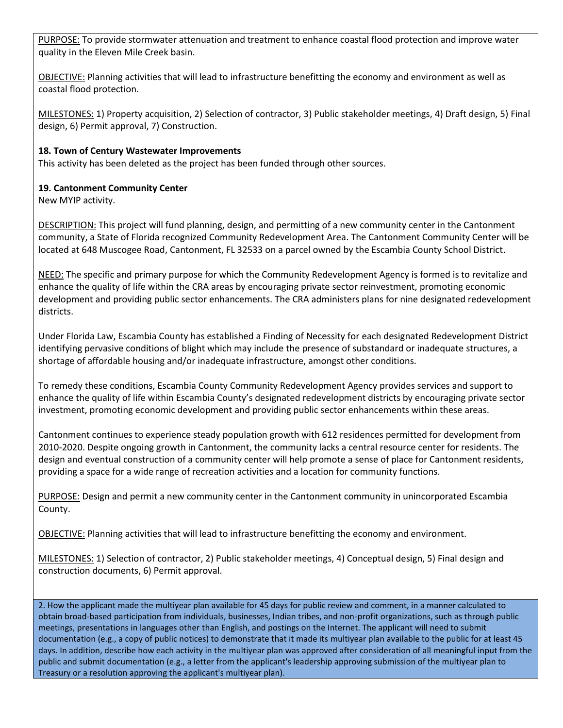PURPOSE: To provide stormwater attenuation and treatment to enhance coastal flood protection and improve water quality in the Eleven Mile Creek basin.

OBJECTIVE: Planning activities that will lead to infrastructure benefitting the economy and environment as well as coastal flood protection.

MILESTONES: 1) Property acquisition, 2) Selection of contractor, 3) Public stakeholder meetings, 4) Draft design, 5) Final design, 6) Permit approval, 7) Construction.

**18. Town of Century Wastewater Improvements**
This activity has been deleted as the project has been funded through other sources.

**19. Cantonment Community Center**
New MYIP activity.

DESCRIPTION: This project will fund planning, design, and permitting of a new community center in the Cantonment community, a State of Florida recognized Community Redevelopment Area. The Cantonment Community Center will be located at 648 Muscogee Road, Cantonment, FL 32533 on a parcel owned by the Escambia County School District.

NEED: The specific and primary purpose for which the Community Redevelopment Agency is formed is to revitalize and enhance the quality of life within the CRA areas by encouraging private sector reinvestment, promoting economic development and providing public sector enhancements. The CRA administers plans for nine designated redevelopment districts.

Under Florida Law, Escambia County has established a Finding of Necessity for each designated Redevelopment District identifying pervasive conditions of blight which may include the presence of substandard or inadequate structures, a shortage of affordable housing and/or inadequate infrastructure, amongst other conditions.

To remedy these conditions, Escambia County Community Redevelopment Agency provides services and support to enhance the quality of life within Escambia County's designated redevelopment districts by encouraging private sector investment, promoting economic development and providing public sector enhancements within these areas.

Cantonment continues to experience steady population growth with 612 residences permitted for development from 2010-2020. Despite ongoing growth in Cantonment, the community lacks a central resource center for residents. The design and eventual construction of a community center will help promote a sense of place for Cantonment residents, providing a space for a wide range of recreation activities and a location for community functions.

PURPOSE: Design and permit a new community center in the Cantonment community in unincorporated Escambia County.

OBJECTIVE: Planning activities that will lead to infrastructure benefitting the economy and environment.

MILESTONES: 1) Selection of contractor, 2) Public stakeholder meetings, 4) Conceptual design, 5) Final design and construction documents, 6) Permit approval.

2. How the applicant made the multiyear plan available for 45 days for public review and comment, in a manner calculated to obtain broad-based participation from individuals, businesses, Indian tribes, and non-profit organizations, such as through public meetings, presentations in languages other than English, and postings on the Internet. The applicant will need to submit documentation (e.g., a copy of public notices) to demonstrate that it made its multiyear plan available to the public for at least 45 days. In addition, describe how each activity in the multiyear plan was approved after consideration of all meaningful input from the public and submit documentation (e.g., a letter from the applicant's leadership approving submission of the multiyear plan to Treasury or a resolution approving the applicant's multiyear plan).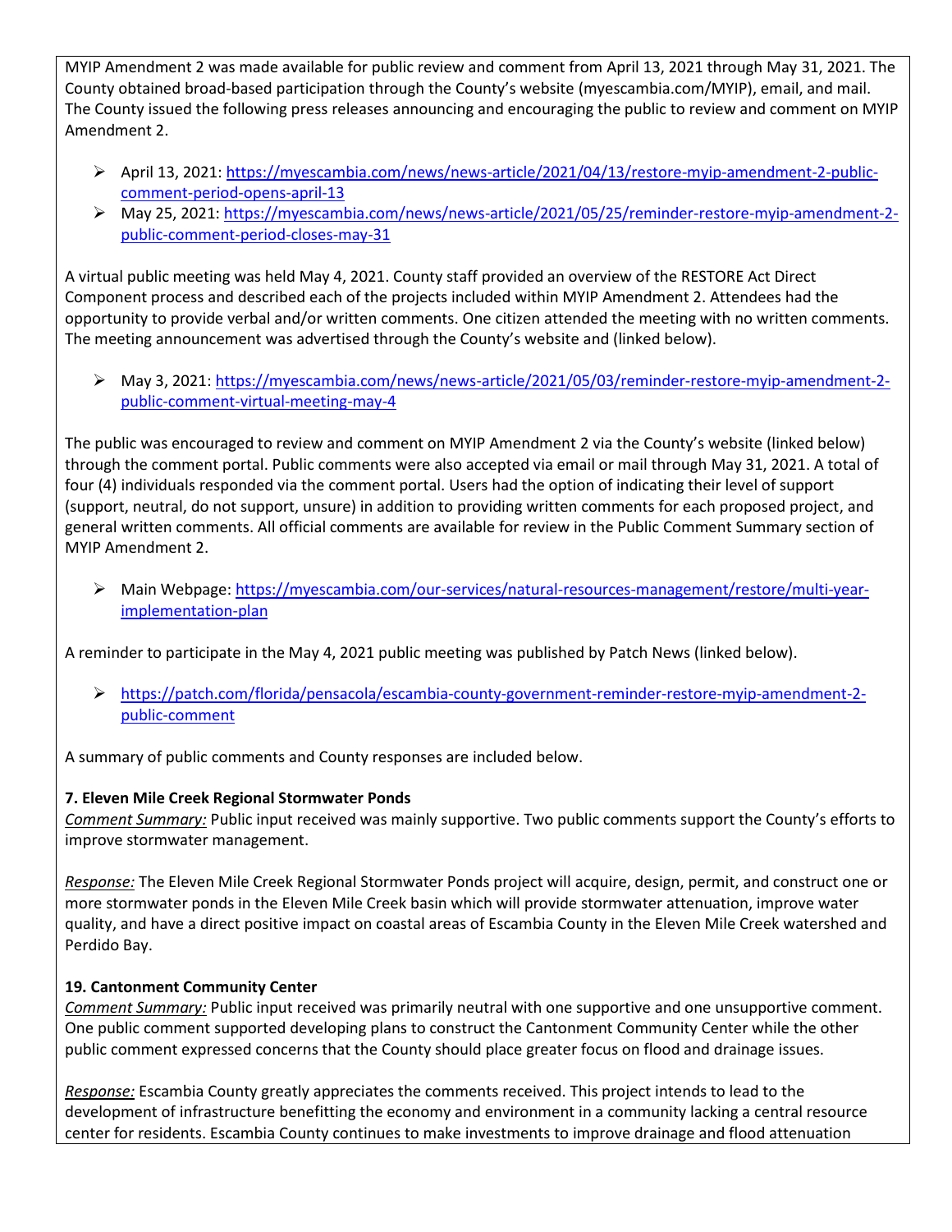MYIP Amendment 2 was made available for public review and comment from April 13, 2021 through May 31, 2021. The County obtained broad-based participation through the County's website (myescambia.com/MYIP), email, and mail. The County issued the following press releases announcing and encouraging the public to review and comment on MYIP Amendment 2.

- April 13, 2021: https://myescambia.com/news/news-article/2021/04/13/restore-myip-amendment-2-public-comment-period-opens-april-13
- May 25, 2021: https://myescambia.com/news/news-article/2021/05/25/reminder-restore-myip-amendment-2-public-comment-period-closes-may-31

A virtual public meeting was held May 4, 2021. County staff provided an overview of the RESTORE Act Direct Component process and described each of the projects included within MYIP Amendment 2. Attendees had the opportunity to provide verbal and/or written comments. One citizen attended the meeting with no written comments. The meeting announcement was advertised through the County's website and (linked below).

- May 3, 2021: https://myescambia.com/news/news-article/2021/05/03/reminder-restore-myip-amendment-2-public-comment-virtual-meeting-may-4

The public was encouraged to review and comment on MYIP Amendment 2 via the County's website (linked below) through the comment portal. Public comments were also accepted via email or mail through May 31, 2021. A total of four (4) individuals responded via the comment portal. Users had the option of indicating their level of support (support, neutral, do not support, unsure) in addition to providing written comments for each proposed project, and general written comments. All official comments are available for review in the Public Comment Summary section of MYIP Amendment 2.

- Main Webpage: https://myescambia.com/our-services/natural-resources-management/restore/multi-year-implementation-plan

A reminder to participate in the May 4, 2021 public meeting was published by Patch News (linked below).

- https://patch.com/florida/pensacola/escambia-county-government-reminder-restore-myip-amendment-2-public-comment

A summary of public comments and County responses are included below.

**7. Eleven Mile Creek Regional Stormwater Ponds**

*Comment Summary:* Public input received was mainly supportive. Two public comments support the County's efforts to improve stormwater management.

*Response:* The Eleven Mile Creek Regional Stormwater Ponds project will acquire, design, permit, and construct one or more stormwater ponds in the Eleven Mile Creek basin which will provide stormwater attenuation, improve water quality, and have a direct positive impact on coastal areas of Escambia County in the Eleven Mile Creek watershed and Perdido Bay.

**19. Cantonment Community Center**

*Comment Summary:* Public input received was primarily neutral with one supportive and one unsupportive comment. One public comment supported developing plans to construct the Cantonment Community Center while the other public comment expressed concerns that the County should place greater focus on flood and drainage issues.

*Response:* Escambia County greatly appreciates the comments received. This project intends to lead to the development of infrastructure benefitting the economy and environment in a community lacking a central resource center for residents. Escambia County continues to make investments to improve drainage and flood attenuation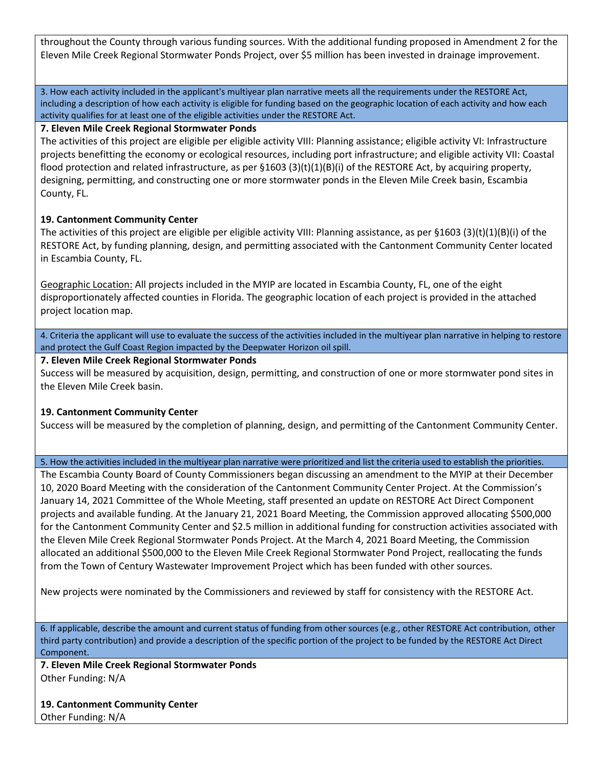throughout the County through various funding sources. With the additional funding proposed in Amendment 2 for the Eleven Mile Creek Regional Stormwater Ponds Project, over $5 million has been invested in drainage improvement.

3. How each activity included in the applicant's multiyear plan narrative meets all the requirements under the RESTORE Act, including a description of how each activity is eligible for funding based on the geographic location of each activity and how each activity qualifies for at least one of the eligible activities under the RESTORE Act.

**7. Eleven Mile Creek Regional Stormwater Ponds**
The activities of this project are eligible per eligible activity VIII: Planning assistance; eligible activity VI: Infrastructure projects benefitting the economy or ecological resources, including port infrastructure; and eligible activity VII: Coastal flood protection and related infrastructure, as per §1603 (3)(t)(1)(B)(i) of the RESTORE Act, by acquiring property, designing, permitting, and constructing one or more stormwater ponds in the Eleven Mile Creek basin, Escambia County, FL.

**19. Cantonment Community Center**
The activities of this project are eligible per eligible activity VIII: Planning assistance, as per §1603 (3)(t)(1)(B)(i) of the RESTORE Act, by funding planning, design, and permitting associated with the Cantonment Community Center located in Escambia County, FL.

Geographic Location: All projects included in the MYIP are located in Escambia County, FL, one of the eight disproportionately affected counties in Florida. The geographic location of each project is provided in the attached project location map.

4. Criteria the applicant will use to evaluate the success of the activities included in the multiyear plan narrative in helping to restore and protect the Gulf Coast Region impacted by the Deepwater Horizon oil spill.

**7. Eleven Mile Creek Regional Stormwater Ponds**
Success will be measured by acquisition, design, permitting, and construction of one or more stormwater pond sites in the Eleven Mile Creek basin.

**19. Cantonment Community Center**
Success will be measured by the completion of planning, design, and permitting of the Cantonment Community Center.

5. How the activities included in the multiyear plan narrative were prioritized and list the criteria used to establish the priorities.

The Escambia County Board of County Commissioners began discussing an amendment to the MYIP at their December 10, 2020 Board Meeting with the consideration of the Cantonment Community Center Project. At the Commission's January 14, 2021 Committee of the Whole Meeting, staff presented an update on RESTORE Act Direct Component projects and available funding. At the January 21, 2021 Board Meeting, the Commission approved allocating $500,000 for the Cantonment Community Center and $2.5 million in additional funding for construction activities associated with the Eleven Mile Creek Regional Stormwater Ponds Project. At the March 4, 2021 Board Meeting, the Commission allocated an additional $500,000 to the Eleven Mile Creek Regional Stormwater Pond Project, reallocating the funds from the Town of Century Wastewater Improvement Project which has been funded with other sources.

New projects were nominated by the Commissioners and reviewed by staff for consistency with the RESTORE Act.

6. If applicable, describe the amount and current status of funding from other sources (e.g., other RESTORE Act contribution, other third party contribution) and provide a description of the specific portion of the project to be funded by the RESTORE Act Direct Component.

**7. Eleven Mile Creek Regional Stormwater Ponds**
Other Funding: N/A

**19. Cantonment Community Center**
Other Funding: N/A